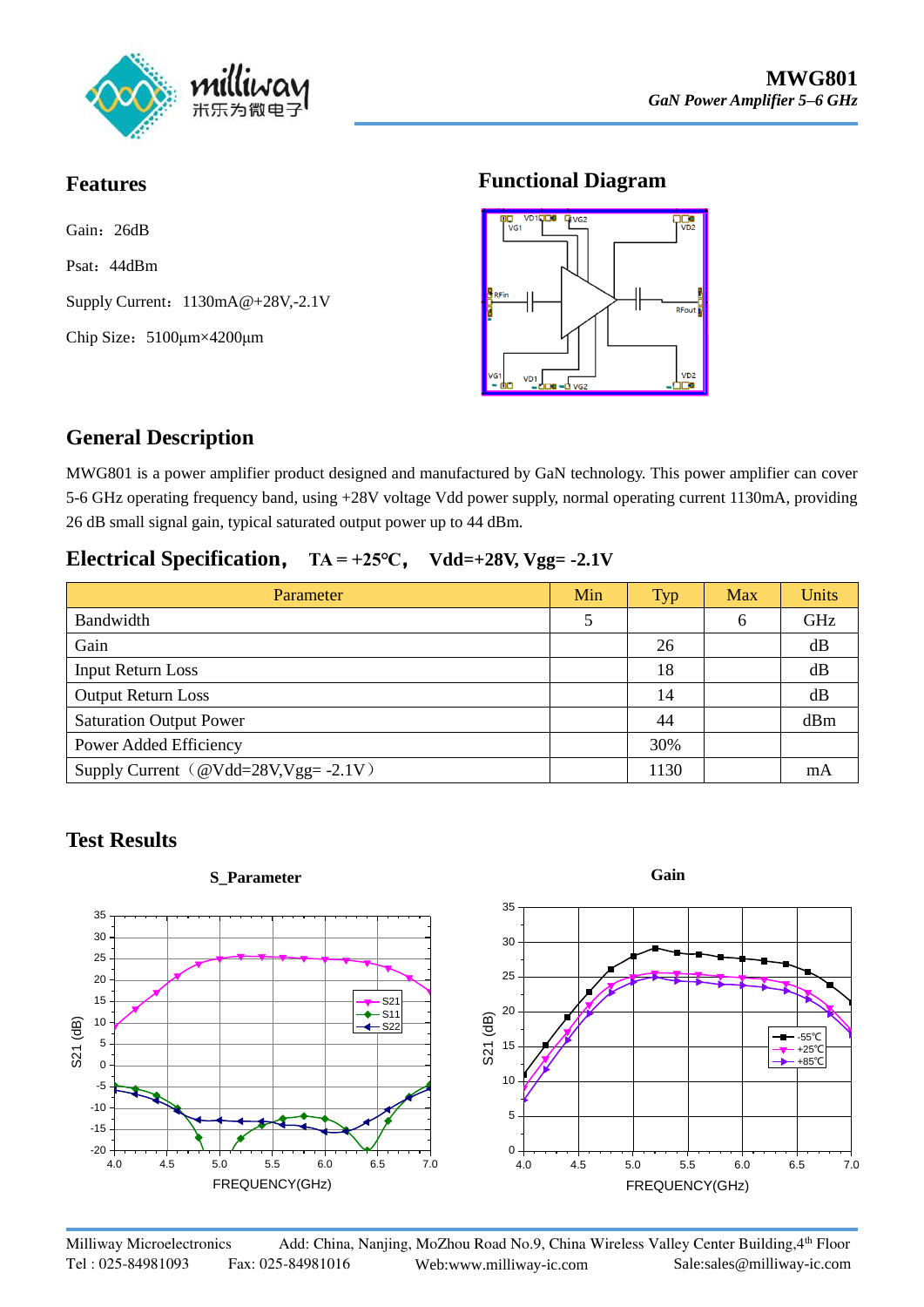# MWG801

*GaN Power Amplifier 5–6 GHz*

## Features

Gain：26dB

Psat：44dBm

Supply Current：1130mA@+28V,-2.1V

Chip Size：5100μm×4200μm

## Functional Diagram

## General Description

MWG801 is a power amplifier product designed and manufactured by GaN technology. This power amplifier can cover 5-6 GHz operating frequency band, using +28V voltage Vdd power supply, normal operating current 1130mA, providing 26 dB small signal gain, typical saturated output power up to 44 dBm.

## Electrical Specification， TA = +25℃， Vdd=+28V, Vgg= -2.1V

| Parameter | Min | Typ | Max | Units |
|---|---|---|---|---|
| Bandwidth | 5 | | 6 | GHz |
| Gain | | 26 | | dB |
| Input Return Loss | | 18 | | dB |
| Output Return Loss | | 14 | | dB |
| Saturation Output Power | | 44 | | dBm |
| Power Added Efficiency | | 30% | | |
| Supply Current（@Vdd=28V,Vgg= -2.1V） | | 1130 | | mA |

## Test Results

**S_Parameter**

**Gain**

Milliway Microelectronics Add: China, Nanjing, MoZhou Road No.9, China Wireless Valley Center Building,4th Floor
Tel : 025-84981093 Fax: 025-84981016 Web:www.milliway-ic.com Sale:sales@milliway-ic.com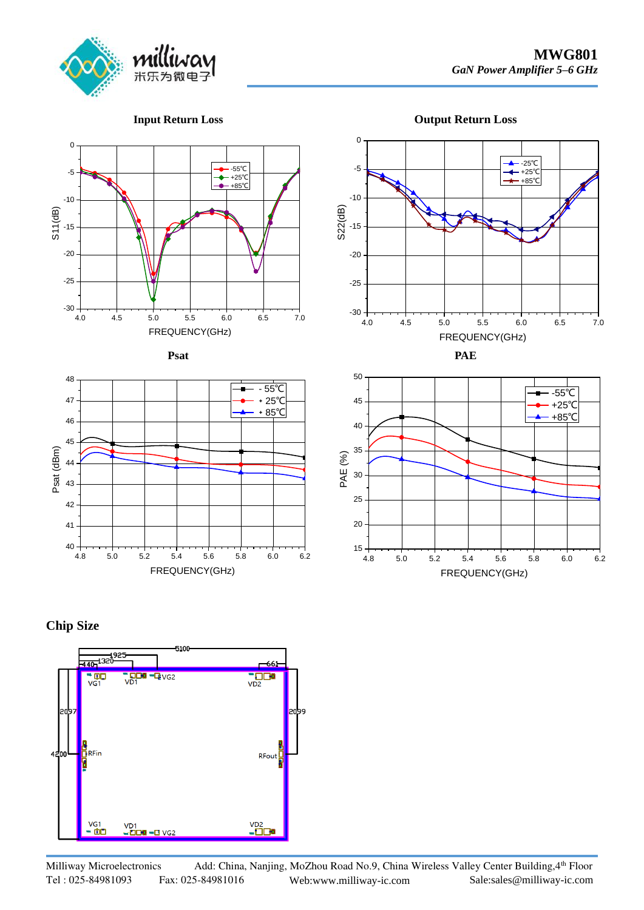## Input Return Loss

## Output Return Loss

## Psat

## PAE

## Chip Size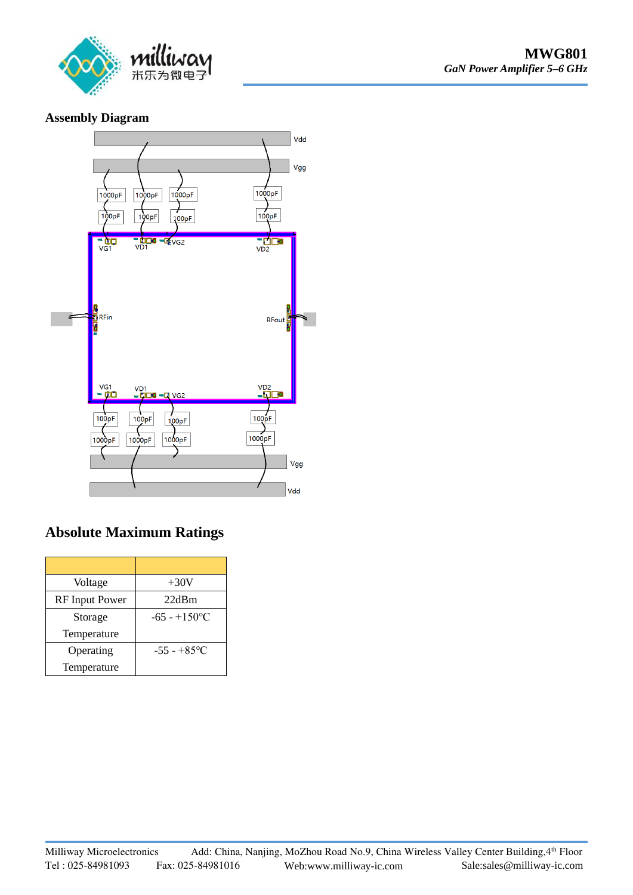## Assembly Diagram

Vdd

Vgg

1000pF 1000pF 1000pF 1000pF

100pF 100pF 100pF 100pF

VG1 VD1 VG2 VD2

RFin

RFout

VG1 VD1 VG2 VD2

100pF 100pF 100pF 100pF

1000pF 1000pF 1000pF 1000pF

Vgg

Vdd

## Absolute Maximum Ratings

| | |
|---|---|
| Voltage | +30V |
| RF Input Power | 22dBm |
| Storage Temperature | -65 - +150°C |
| Operating Temperature | -55 - +85°C |